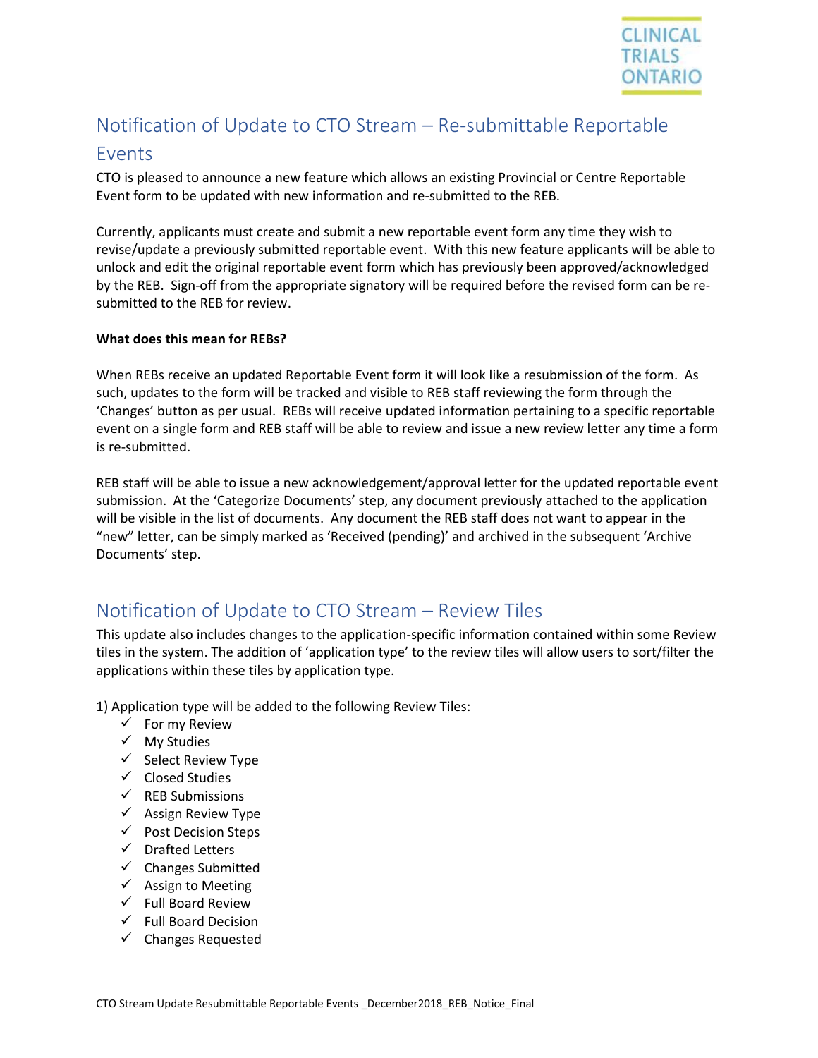# Notification of Update to CTO Stream – Re-submittable Reportable Events

CTO is pleased to announce a new feature which allows an existing Provincial or Centre Reportable Event form to be updated with new information and re-submitted to the REB.

Currently, applicants must create and submit a new reportable event form any time they wish to revise/update a previously submitted reportable event. With this new feature applicants will be able to unlock and edit the original reportable event form which has previously been approved/acknowledged by the REB. Sign-off from the appropriate signatory will be required before the revised form can be re-submitted to the REB for review.

**What does this mean for REBs?**

When REBs receive an updated Reportable Event form it will look like a resubmission of the form. As such, updates to the form will be tracked and visible to REB staff reviewing the form through the 'Changes' button as per usual. REBs will receive updated information pertaining to a specific reportable event on a single form and REB staff will be able to review and issue a new review letter any time a form is re-submitted.

REB staff will be able to issue a new acknowledgement/approval letter for the updated reportable event submission. At the 'Categorize Documents' step, any document previously attached to the application will be visible in the list of documents. Any document the REB staff does not want to appear in the "new" letter, can be simply marked as 'Received (pending)' and archived in the subsequent 'Archive Documents' step.

# Notification of Update to CTO Stream – Review Tiles

This update also includes changes to the application-specific information contained within some Review tiles in the system. The addition of 'application type' to the review tiles will allow users to sort/filter the applications within these tiles by application type.

1) Application type will be added to the following Review Tiles:

- ✓ For my Review
- ✓ My Studies
- ✓ Select Review Type
- ✓ Closed Studies
- ✓ REB Submissions
- ✓ Assign Review Type
- ✓ Post Decision Steps
- ✓ Drafted Letters
- ✓ Changes Submitted
- ✓ Assign to Meeting
- ✓ Full Board Review
- ✓ Full Board Decision
- ✓ Changes Requested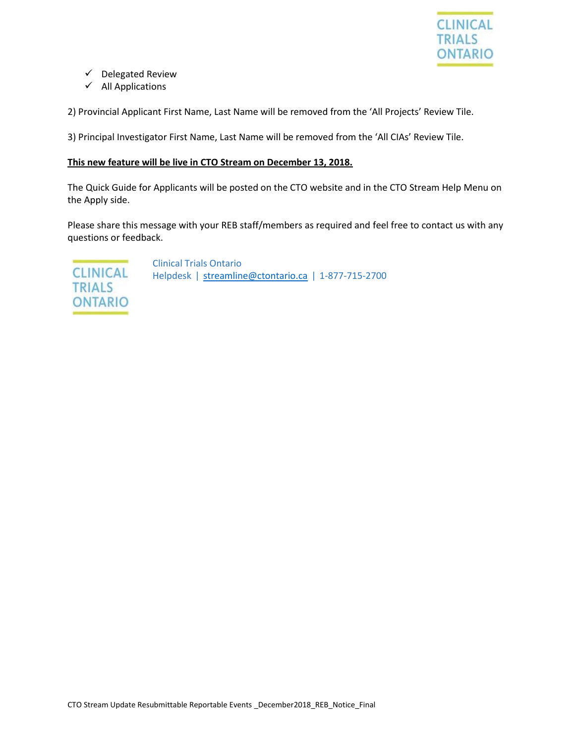- ✓ Delegated Review
- ✓ All Applications

2) Provincial Applicant First Name, Last Name will be removed from the 'All Projects' Review Tile.

3) Principal Investigator First Name, Last Name will be removed from the 'All CIAs' Review Tile.

**This new feature will be live in CTO Stream on December 13, 2018.**

The Quick Guide for Applicants will be posted on the CTO website and in the CTO Stream Help Menu on the Apply side.

Please share this message with your REB staff/members as required and feel free to contact us with any questions or feedback.

CLINICAL TRIALS ONTARIO

Clinical Trials Ontario
Helpdesk | streamline@ctontario.ca | 1-877-715-2700